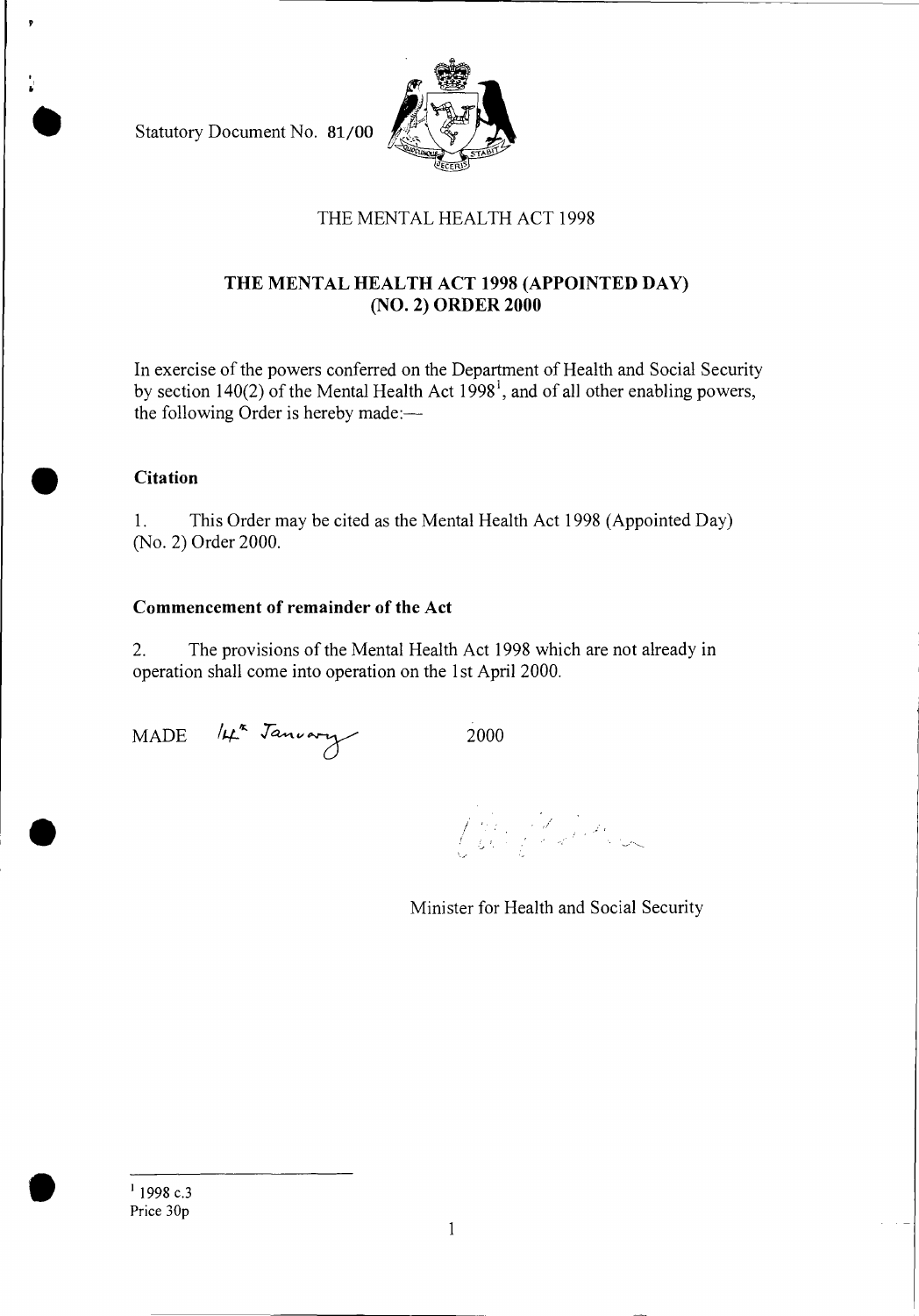Statutory Document No. 81/00

THE MENTAL HEALTH ACT 1998

# THE MENTAL HEALTH ACT 1998 (APPOINTED DAY) (NO. 2) ORDER 2000

In exercise of the powers conferred on the Department of Health and Social Security by section 140(2) of the Mental Health Act 1998[1], and of all other enabling powers, the following Order is hereby made:—

**Citation**

1. This Order may be cited as the Mental Health Act 1998 (Appointed Day) (No. 2) Order 2000.

**Commencement of remainder of the Act**

2. The provisions of the Mental Health Act 1998 which are not already in operation shall come into operation on the 1st April 2000.

MADE 14th January 2000

Minister for Health and Social Security

[1] 1998 c.3

Price 30p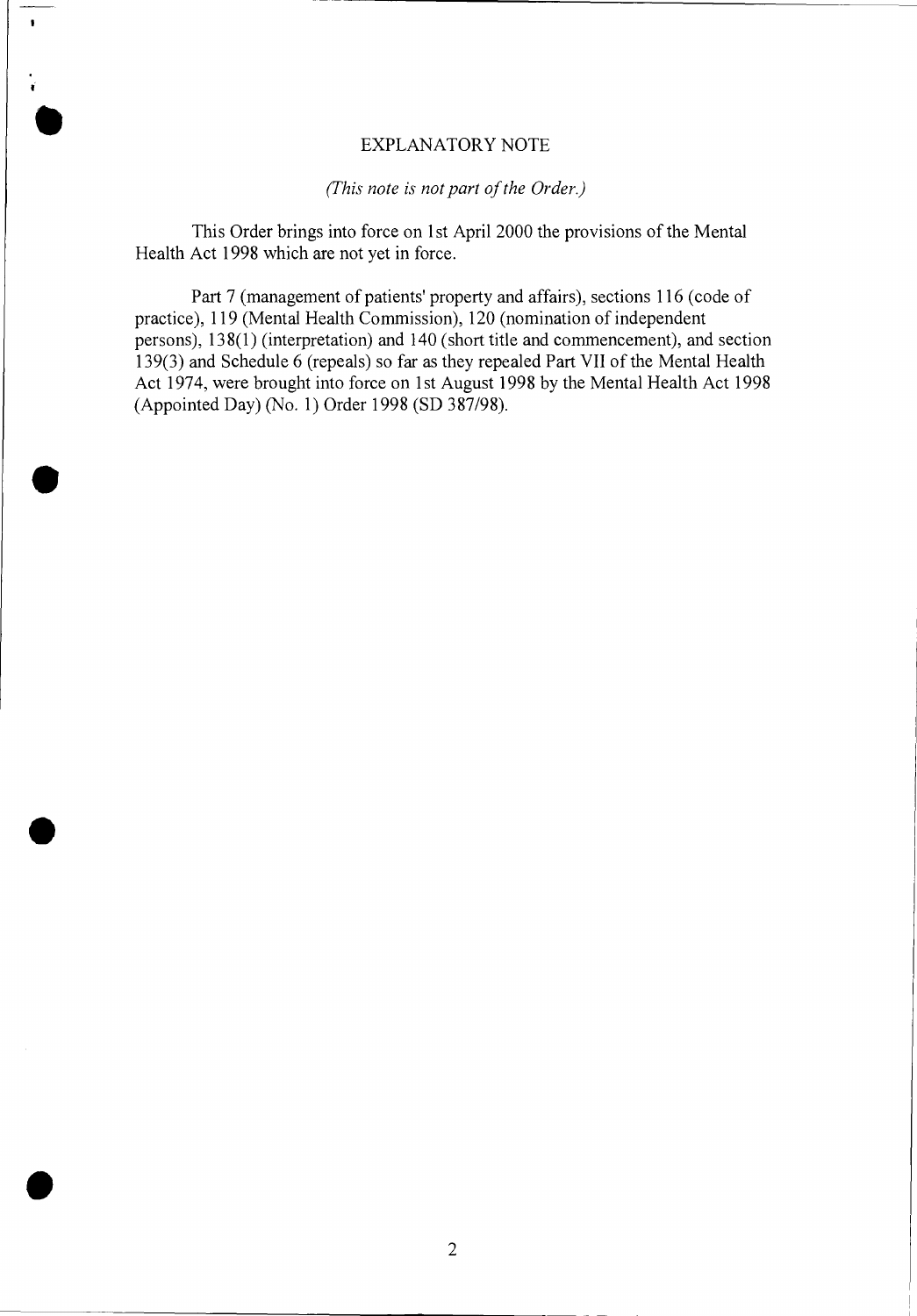## EXPLANATORY NOTE

*(This note is not part of the Order.)*

This Order brings into force on 1st April 2000 the provisions of the Mental Health Act 1998 which are not yet in force.

Part 7 (management of patients' property and affairs), sections 116 (code of practice), 119 (Mental Health Commission), 120 (nomination of independent persons), 138(1) (interpretation) and 140 (short title and commencement), and section 139(3) and Schedule 6 (repeals) so far as they repealed Part VII of the Mental Health Act 1974, were brought into force on 1st August 1998 by the Mental Health Act 1998 (Appointed Day) (No. 1) Order 1998 (SD 387/98).